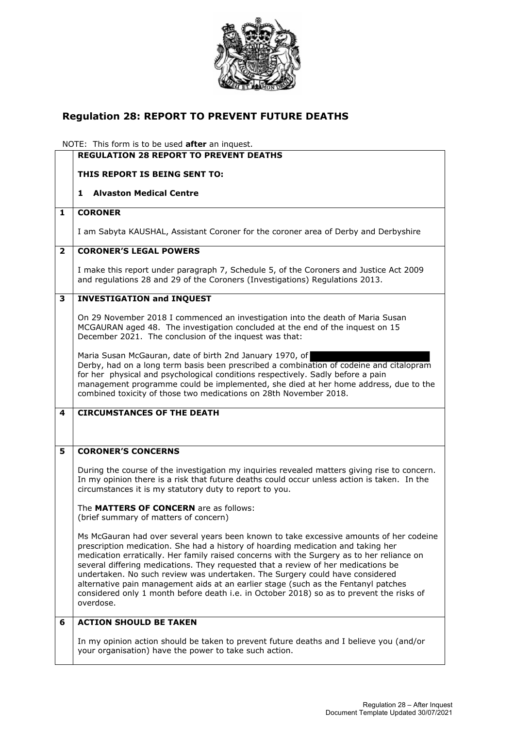## Regulation 28: REPORT TO PREVENT FUTURE DEATHS

NOTE: This form is to be used **after** an inquest.

| | |
|---|---|
| | **REGULATION 28 REPORT TO PREVENT DEATHS**<br><br>**THIS REPORT IS BEING SENT TO:**<br><br>**1 Alvaston Medical Centre** |
| **1** | **CORONER**<br><br>I am Sabyta KAUSHAL, Assistant Coroner for the coroner area of Derby and Derbyshire |
| **2** | **CORONER'S LEGAL POWERS**<br><br>I make this report under paragraph 7, Schedule 5, of the Coroners and Justice Act 2009 and regulations 28 and 29 of the Coroners (Investigations) Regulations 2013. |
| **3** | **INVESTIGATION and INQUEST**<br><br>On 29 November 2018 I commenced an investigation into the death of Maria Susan MCGAURAN aged 48. The investigation concluded at the end of the inquest on 15 December 2021. The conclusion of the inquest was that:<br><br>Maria Susan McGauran, date of birth 2nd January 1970, of [REDACTED] Derby, had on a long term basis been prescribed a combination of codeine and citalopram for her physical and psychological conditions respectively. Sadly before a pain management programme could be implemented, she died at her home address, due to the combined toxicity of those two medications on 28th November 2018. |
| **4** | **CIRCUMSTANCES OF THE DEATH** |
| **5** | **CORONER'S CONCERNS**<br><br>During the course of the investigation my inquiries revealed matters giving rise to concern. In my opinion there is a risk that future deaths could occur unless action is taken. In the circumstances it is my statutory duty to report to you.<br><br>The **MATTERS OF CONCERN** are as follows:<br>(brief summary of matters of concern)<br><br>Ms McGauran had over several years been known to take excessive amounts of her codeine prescription medication. She had a history of hoarding medication and taking her medication erratically. Her family raised concerns with the Surgery as to her reliance on several differing medications. They requested that a review of her medications be undertaken. No such review was undertaken. The Surgery could have considered alternative pain management aids at an earlier stage (such as the Fentanyl patches considered only 1 month before death i.e. in October 2018) so as to prevent the risks of overdose. |
| **6** | **ACTION SHOULD BE TAKEN**<br><br>In my opinion action should be taken to prevent future deaths and I believe you (and/or your organisation) have the power to take such action. |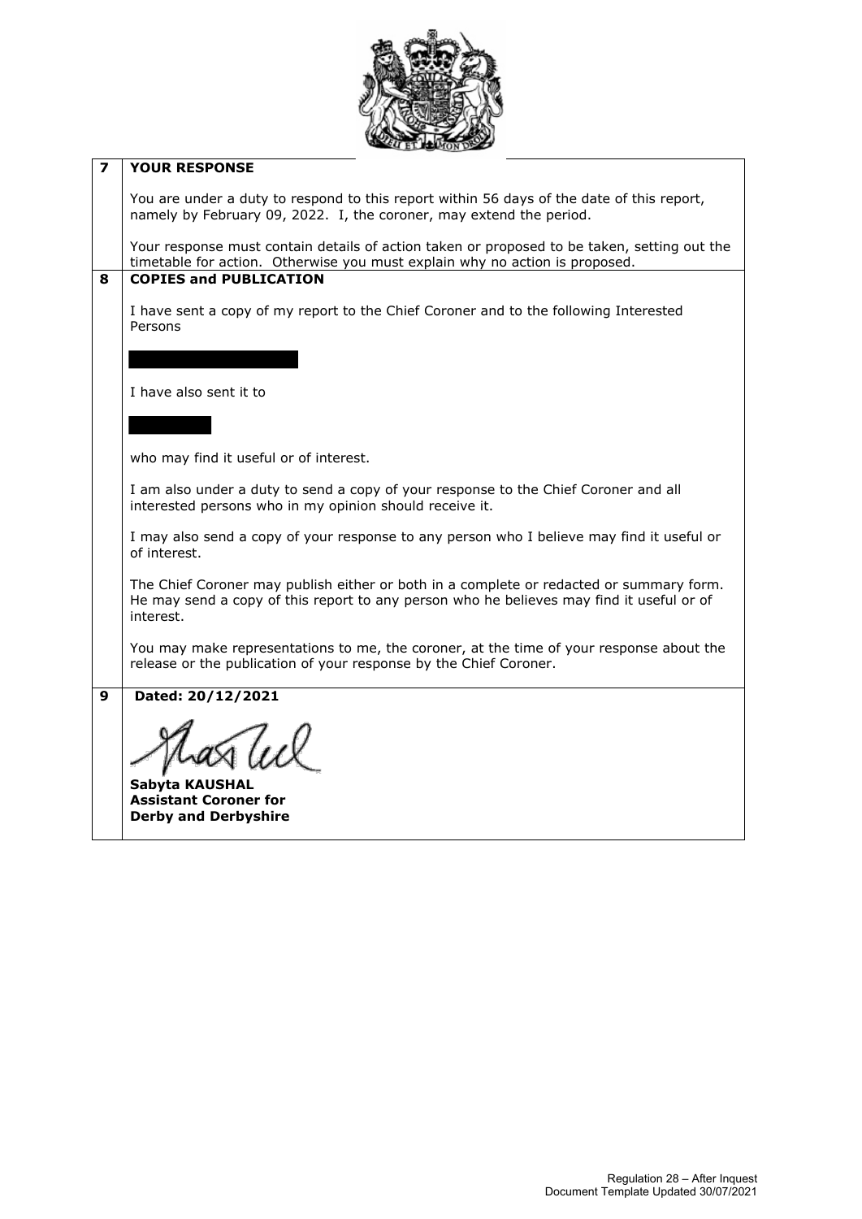| | |
|---|---|
| **7** | **YOUR RESPONSE**<br><br>You are under a duty to respond to this report within 56 days of the date of this report, namely by February 09, 2022. I, the coroner, may extend the period.<br><br>Your response must contain details of action taken or proposed to be taken, setting out the timetable for action. Otherwise you must explain why no action is proposed. |
| **8** | **COPIES and PUBLICATION**<br><br>I have sent a copy of my report to the Chief Coroner and to the following Interested Persons<br><br>[REDACTED]<br><br>I have also sent it to<br><br>[REDACTED]<br><br>who may find it useful or of interest.<br><br>I am also under a duty to send a copy of your response to the Chief Coroner and all interested persons who in my opinion should receive it.<br><br>I may also send a copy of your response to any person who I believe may find it useful or of interest.<br><br>The Chief Coroner may publish either or both in a complete or redacted or summary form. He may send a copy of this report to any person who he believes may find it useful or of interest.<br><br>You may make representations to me, the coroner, at the time of your response about the release or the publication of your response by the Chief Coroner. |
| **9** | **Dated: 20/12/2021**<br><br>**Sabyta KAUSHAL**<br>**Assistant Coroner for**<br>**Derby and Derbyshire** |

Regulation 28 – After Inquest
Document Template Updated 30/07/2021